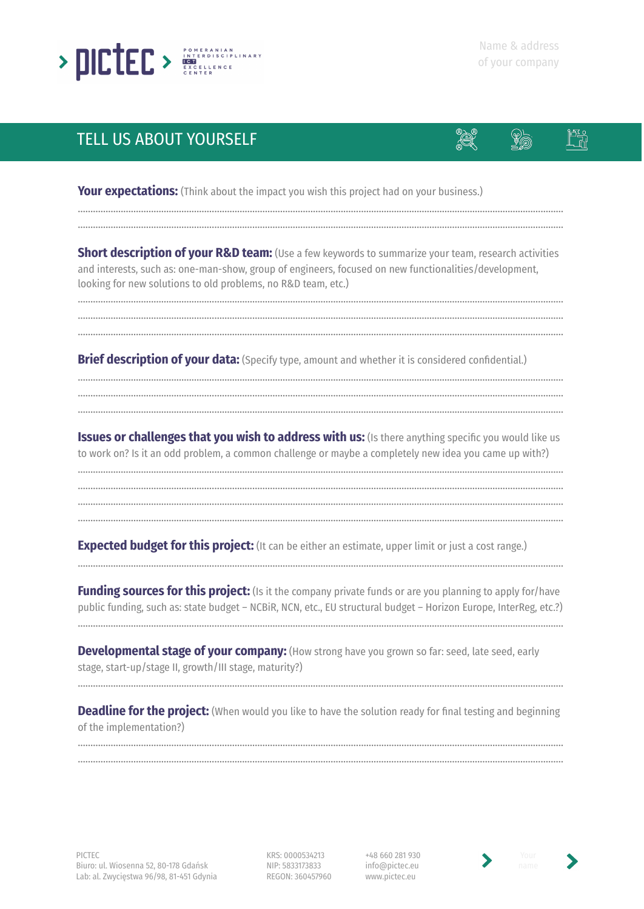Name & address
of your company

## TELL US ABOUT YOURSELF

**Your expectations:** (Think about the impact you wish this project had on your business.)

..........................................................................................................................................

..........................................................................................................................................

**Short description of your R&D team:** (Use a few keywords to summarize your team, research activities and interests, such as: one-man-show, group of engineers, focused on new functionalities/development, looking for new solutions to old problems, no R&D team, etc.)

..........................................................................................................................................

..........................................................................................................................................

..........................................................................................................................................

**Brief description of your data:** (Specify type, amount and whether it is considered confidential.)

..........................................................................................................................................

..........................................................................................................................................

..........................................................................................................................................

**Issues or challenges that you wish to address with us:** (Is there anything specific you would like us to work on? Is it an odd problem, a common challenge or maybe a completely new idea you came up with?)

..........................................................................................................................................

..........................................................................................................................................

..........................................................................................................................................

..........................................................................................................................................

**Expected budget for this project:** (It can be either an estimate, upper limit or just a cost range.)

..........................................................................................................................................

**Funding sources for this project:** (Is it the company private funds or are you planning to apply for/have public funding, such as: state budget – NCBiR, NCN, etc., EU structural budget – Horizon Europe, InterReg, etc.?)

..........................................................................................................................................

**Developmental stage of your company:** (How strong have you grown so far: seed, late seed, early stage, start-up/stage II, growth/III stage, maturity?)

..........................................................................................................................................

**Deadline for the project:** (When would you like to have the solution ready for final testing and beginning of the implementation?)

..........................................................................................................................................

..........................................................................................................................................

PICTEC
Biuro: ul. Wiosenna 52, 80-178 Gdańsk
Lab: al. Zwycięstwa 96/98, 81-451 Gdynia

KRS: 0000534213
NIP: 5833173833
REGON: 360457960

+48 660 281 930
info@pictec.eu
www.pictec.eu

Your name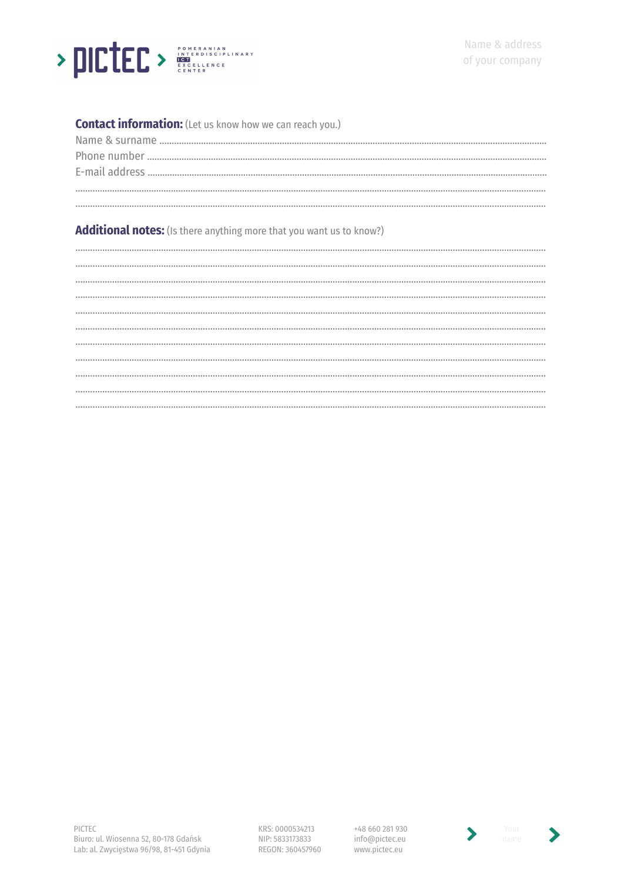**Contact information:** (Let us know how we can reach you.)

Name & surname ..........................................................................................................

Phone number ..........................................................................................................

E-mail address ..........................................................................................................

..........................................................................................................

..........................................................................................................

**Additional notes:** (Is there anything more that you want us to know?)

..........................................................................................................

..........................................................................................................

..........................................................................................................

..........................................................................................................

..........................................................................................................

..........................................................................................................

..........................................................................................................

..........................................................................................................

..........................................................................................................

..........................................................................................................

..........................................................................................................